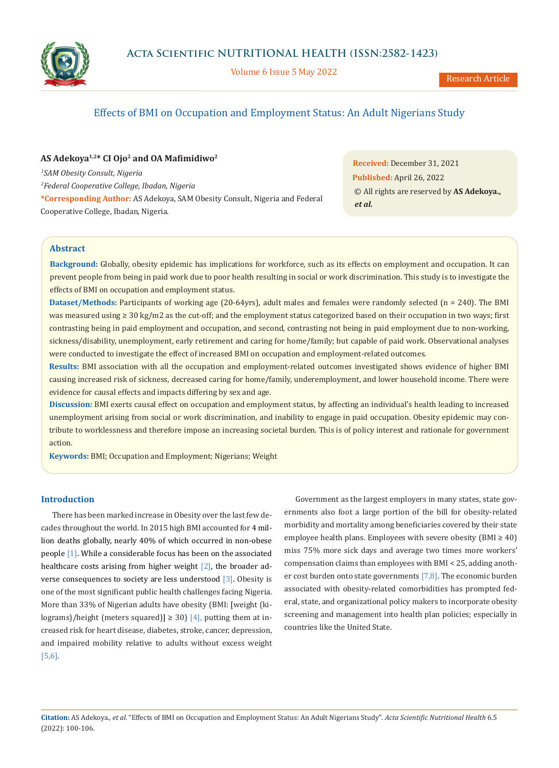# Effects of BMI on Occupation and Employment Status: An Adult Nigerians Study

**AS Adekoya[1,2]\* CI Ojo[2] and OA Mafimidiwo[2]**

[1] *SAM Obesity Consult, Nigeria*

[2] *Federal Cooperative College, Ibadan, Nigeria*

**\*Corresponding Author:** AS Adekoya, SAM Obesity Consult, Nigeria and Federal Cooperative College, Ibadan, Nigeria.

**Received:** December 31, 2021
**Published:** April 26, 2022
© All rights are reserved by **AS Adekoya., *et al.***

## Abstract

**Background:** Globally, obesity epidemic has implications for workforce, such as its effects on employment and occupation. It can prevent people from being in paid work due to poor health resulting in social or work discrimination. This study is to investigate the effects of BMI on occupation and employment status.

**Dataset/Methods:** Participants of working age (20-64yrs), adult males and females were randomly selected (n = 240). The BMI was measured using ≥ 30 kg/m2 as the cut-off; and the employment status categorized based on their occupation in two ways; first contrasting being in paid employment and occupation, and second, contrasting not being in paid employment due to non-working, sickness/disability, unemployment, early retirement and caring for home/family; but capable of paid work. Observational analyses were conducted to investigate the effect of increased BMI on occupation and employment-related outcomes.

**Results:** BMI association with all the occupation and employment-related outcomes investigated shows evidence of higher BMI causing increased risk of sickness, decreased caring for home/family, underemployment, and lower household income. There were evidence for causal effects and impacts differing by sex and age.

**Discussion:** BMI exerts causal effect on occupation and employment status, by affecting an individual's health leading to increased unemployment arising from social or work discrimination, and inability to engage in paid occupation. Obesity epidemic may contribute to worklessness and therefore impose an increasing societal burden. This is of policy interest and rationale for government action.

**Keywords:** BMI; Occupation and Employment; Nigerians; Weight

## Introduction

There has been marked increase in Obesity over the last few decades throughout the world. In 2015 high BMI accounted for 4 million deaths globally, nearly 40% of which occurred in non-obese people [1]. While a considerable focus has been on the associated healthcare costs arising from higher weight [2], the broader adverse consequences to society are less understood [3]. Obesity is one of the most significant public health challenges facing Nigeria. More than 33% of Nigerian adults have obesity (BMI: [weight (kilograms)/height (meters squared)] ≥ 30) [4], putting them at increased risk for heart disease, diabetes, stroke, cancer, depression, and impaired mobility relative to adults without excess weight [5,6].

Government as the largest employers in many states, state governments also foot a large portion of the bill for obesity-related morbidity and mortality among beneficiaries covered by their state employee health plans. Employees with severe obesity (BMI ≥ 40) miss 75% more sick days and average two times more workers' compensation claims than employees with BMI < 25, adding another cost burden onto state governments [7,8]. The economic burden associated with obesity-related comorbidities has prompted federal, state, and organizational policy makers to incorporate obesity screening and management into health plan policies; especially in countries like the United State.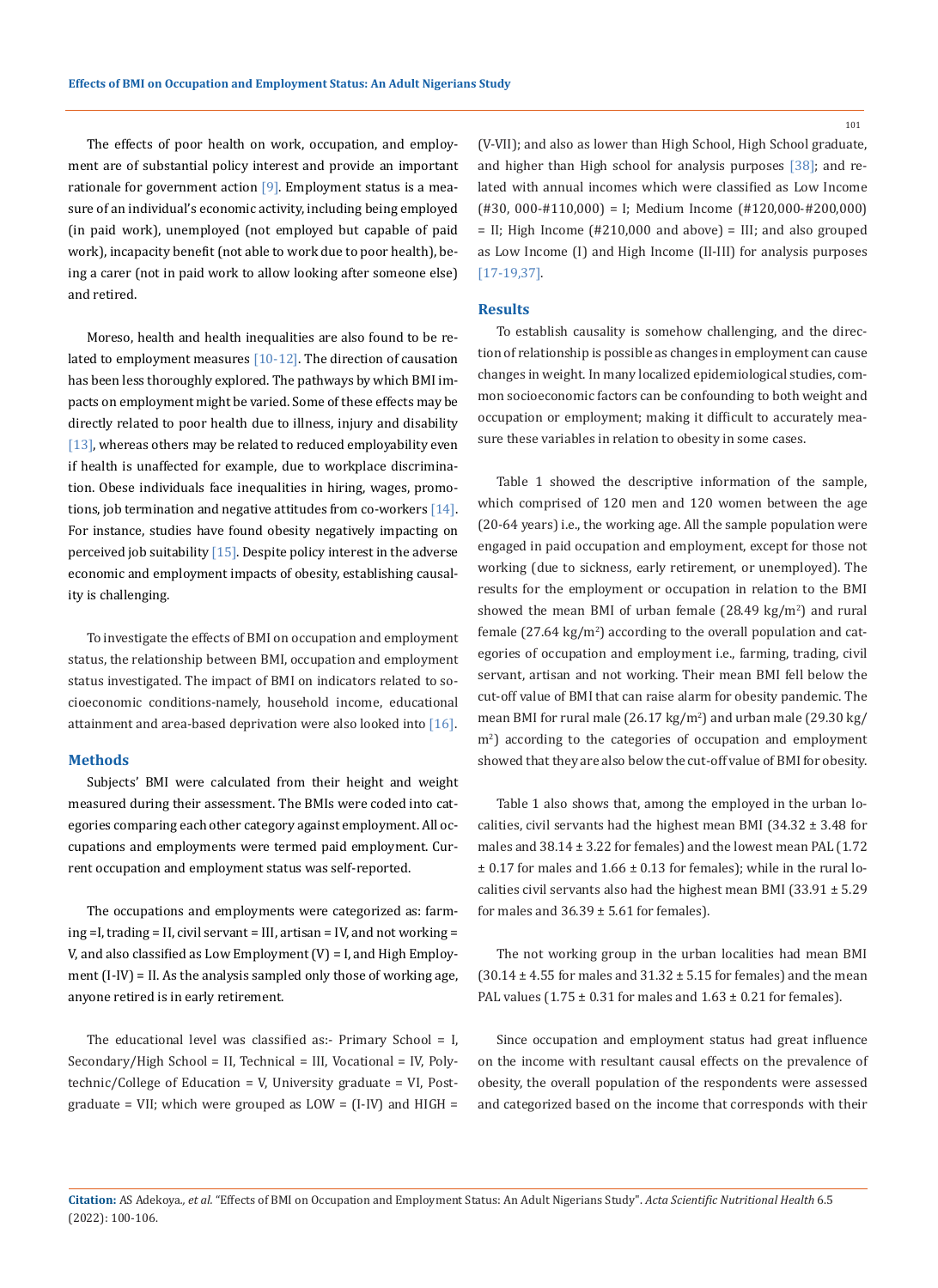The effects of poor health on work, occupation, and employment are of substantial policy interest and provide an important rationale for government action [9]. Employment status is a measure of an individual's economic activity, including being employed (in paid work), unemployed (not employed but capable of paid work), incapacity benefit (not able to work due to poor health), being a carer (not in paid work to allow looking after someone else) and retired.

Moreso, health and health inequalities are also found to be related to employment measures [10-12]. The direction of causation has been less thoroughly explored. The pathways by which BMI impacts on employment might be varied. Some of these effects may be directly related to poor health due to illness, injury and disability [13], whereas others may be related to reduced employability even if health is unaffected for example, due to workplace discrimination. Obese individuals face inequalities in hiring, wages, promotions, job termination and negative attitudes from co-workers [14]. For instance, studies have found obesity negatively impacting on perceived job suitability [15]. Despite policy interest in the adverse economic and employment impacts of obesity, establishing causality is challenging.

To investigate the effects of BMI on occupation and employment status, the relationship between BMI, occupation and employment status investigated. The impact of BMI on indicators related to socioeconomic conditions-namely, household income, educational attainment and area-based deprivation were also looked into [16].

## Methods

Subjects' BMI were calculated from their height and weight measured during their assessment. The BMIs were coded into categories comparing each other category against employment. All occupations and employments were termed paid employment. Current occupation and employment status was self-reported.

The occupations and employments were categorized as: farming =I, trading = II, civil servant = III, artisan = IV, and not working = V, and also classified as Low Employment (V) = I, and High Employment (I-IV) = II. As the analysis sampled only those of working age, anyone retired is in early retirement.

The educational level was classified as:- Primary School = I, Secondary/High School = II, Technical = III, Vocational = IV, Polytechnic/College of Education = V, University graduate = VI, Postgraduate = VII; which were grouped as LOW = (I-IV) and HIGH = (V-VII); and also as lower than High School, High School graduate, and higher than High school for analysis purposes [38]; and related with annual incomes which were classified as Low Income (#30, 000-#110,000) = I; Medium Income (#120,000-#200,000) = II; High Income (#210,000 and above) = III; and also grouped as Low Income (I) and High Income (II-III) for analysis purposes [17-19,37].

## Results

To establish causality is somehow challenging, and the direction of relationship is possible as changes in employment can cause changes in weight. In many localized epidemiological studies, common socioeconomic factors can be confounding to both weight and occupation or employment; making it difficult to accurately measure these variables in relation to obesity in some cases.

Table 1 showed the descriptive information of the sample, which comprised of 120 men and 120 women between the age (20-64 years) i.e., the working age. All the sample population were engaged in paid occupation and employment, except for those not working (due to sickness, early retirement, or unemployed). The results for the employment or occupation in relation to the BMI showed the mean BMI of urban female (28.49 kg/m$^2$) and rural female (27.64 kg/m$^2$) according to the overall population and categories of occupation and employment i.e., farming, trading, civil servant, artisan and not working. Their mean BMI fell below the cut-off value of BMI that can raise alarm for obesity pandemic. The mean BMI for rural male (26.17 kg/m$^2$) and urban male (29.30 kg/m$^2$) according to the categories of occupation and employment showed that they are also below the cut-off value of BMI for obesity.

Table 1 also shows that, among the employed in the urban localities, civil servants had the highest mean BMI (34.32 ± 3.48 for males and 38.14 ± 3.22 for females) and the lowest mean PAL (1.72 ± 0.17 for males and 1.66 ± 0.13 for females); while in the rural localities civil servants also had the highest mean BMI (33.91 ± 5.29 for males and 36.39 ± 5.61 for females).

The not working group in the urban localities had mean BMI (30.14 ± 4.55 for males and 31.32 ± 5.15 for females) and the mean PAL values (1.75 ± 0.31 for males and 1.63 ± 0.21 for females).

Since occupation and employment status had great influence on the income with resultant causal effects on the prevalence of obesity, the overall population of the respondents were assessed and categorized based on the income that corresponds with their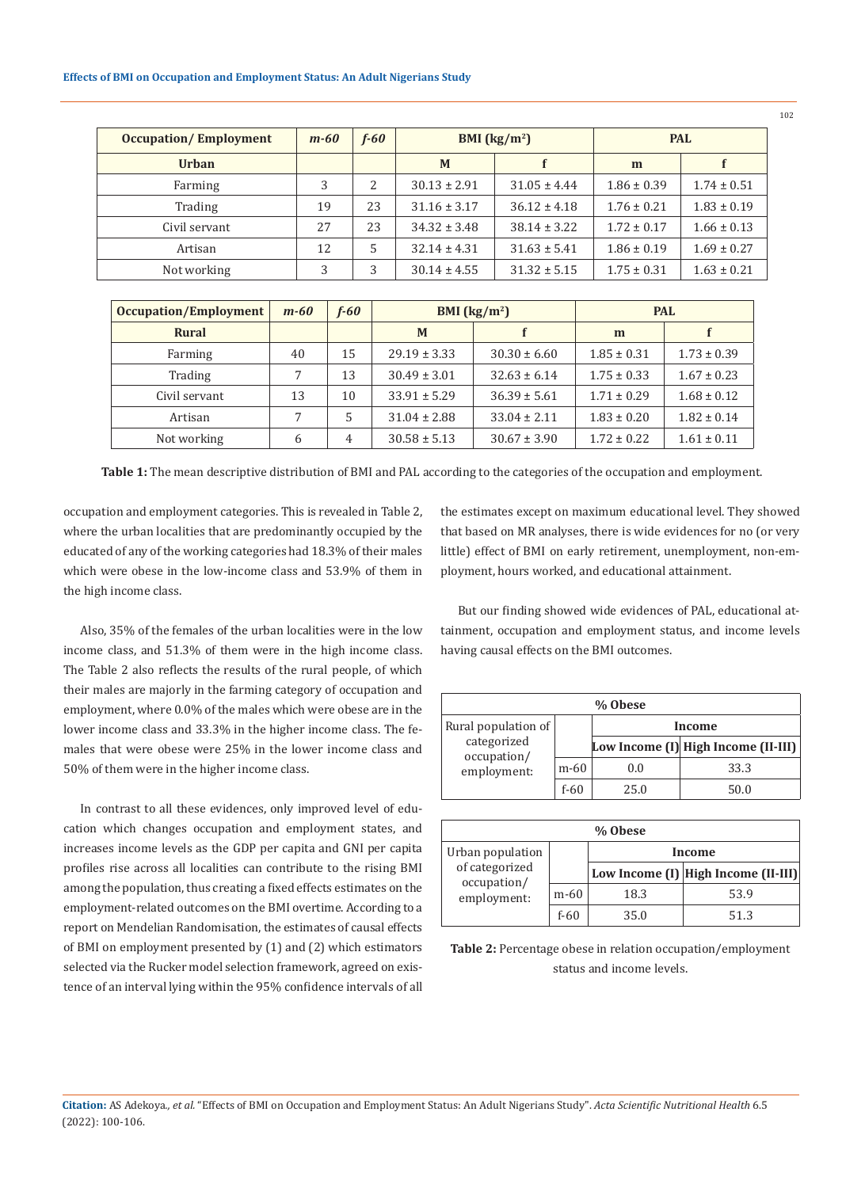| Occupation/ Employment | m-60 | f-60 | BMI (kg/m$^2$) | | PAL | |
|---|---|---|---|---|---|---|
| **Urban** | | | **M** | **f** | **m** | **f** |
| Farming | 3 | 2 | 30.13 ± 2.91 | 31.05 ± 4.44 | 1.86 ± 0.39 | 1.74 ± 0.51 |
| Trading | 19 | 23 | 31.16 ± 3.17 | 36.12 ± 4.18 | 1.76 ± 0.21 | 1.83 ± 0.19 |
| Civil servant | 27 | 23 | 34.32 ± 3.48 | 38.14 ± 3.22 | 1.72 ± 0.17 | 1.66 ± 0.13 |
| Artisan | 12 | 5 | 32.14 ± 4.31 | 31.63 ± 5.41 | 1.86 ± 0.19 | 1.69 ± 0.27 |
| Not working | 3 | 3 | 30.14 ± 4.55 | 31.32 ± 5.15 | 1.75 ± 0.31 | 1.63 ± 0.21 |

| Occupation/Employment | m-60 | f-60 | BMI (kg/m$^2$) | | PAL | |
|---|---|---|---|---|---|---|
| **Rural** | | | **M** | **f** | **m** | **f** |
| Farming | 40 | 15 | 29.19 ± 3.33 | 30.30 ± 6.60 | 1.85 ± 0.31 | 1.73 ± 0.39 |
| Trading | 7 | 13 | 30.49 ± 3.01 | 32.63 ± 6.14 | 1.75 ± 0.33 | 1.67 ± 0.23 |
| Civil servant | 13 | 10 | 33.91 ± 5.29 | 36.39 ± 5.61 | 1.71 ± 0.29 | 1.68 ± 0.12 |
| Artisan | 7 | 5 | 31.04 ± 2.88 | 33.04 ± 2.11 | 1.83 ± 0.20 | 1.82 ± 0.14 |
| Not working | 6 | 4 | 30.58 ± 5.13 | 30.67 ± 3.90 | 1.72 ± 0.22 | 1.61 ± 0.11 |

**Table 1:** The mean descriptive distribution of BMI and PAL according to the categories of the occupation and employment.

occupation and employment categories. This is revealed in Table 2, where the urban localities that are predominantly occupied by the educated of any of the working categories had 18.3% of their males which were obese in the low-income class and 53.9% of them in the high income class.

Also, 35% of the females of the urban localities were in the low income class, and 51.3% of them were in the high income class. The Table 2 also reflects the results of the rural people, of which their males are majorly in the farming category of occupation and employment, where 0.0% of the males which were obese are in the lower income class and 33.3% in the higher income class. The females that were obese were 25% in the lower income class and 50% of them were in the higher income class.

In contrast to all these evidences, only improved level of education which changes occupation and employment states, and increases income levels as the GDP per capita and GNI per capita profiles rise across all localities can contribute to the rising BMI among the population, thus creating a fixed effects estimates on the employment-related outcomes on the BMI overtime. According to a report on Mendelian Randomisation, the estimates of causal effects of BMI on employment presented by (1) and (2) which estimators selected via the Rucker model selection framework, agreed on existence of an interval lying within the 95% confidence intervals of all the estimates except on maximum educational level. They showed that based on MR analyses, there is wide evidences for no (or very little) effect of BMI on early retirement, unemployment, non-employment, hours worked, and educational attainment.

But our finding showed wide evidences of PAL, educational attainment, occupation and employment status, and income levels having causal effects on the BMI outcomes.

| % Obese | | | |
|---|---|---|---|
| Rural population of categorized occupation/ employment: | | Income | |
| | | Low Income (I) | High Income (II-III) |
| | m-60 | 0.0 | 33.3 |
| | f-60 | 25.0 | 50.0 |

| % Obese | | | |
|---|---|---|---|
| Urban population of categorized occupation/ employment: | | Income | |
| | | Low Income (I) | High Income (II-III) |
| | m-60 | 18.3 | 53.9 |
| | f-60 | 35.0 | 51.3 |

**Table 2:** Percentage obese in relation occupation/employment status and income levels.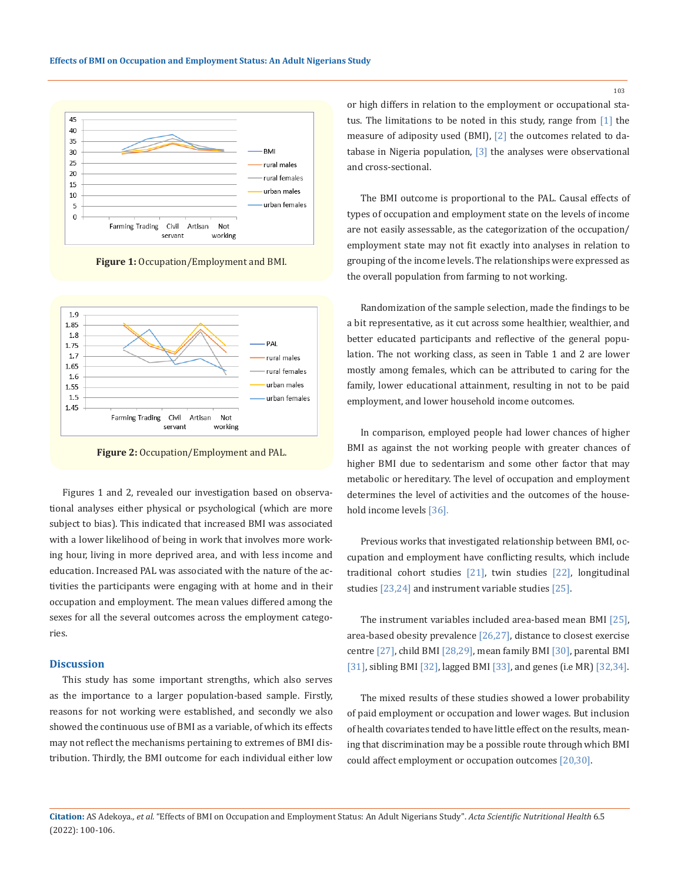Figure 1: Occupation/Employment and BMI.

Figure 2: Occupation/Employment and PAL.

Figures 1 and 2, revealed our investigation based on observational analyses either physical or psychological (which are more subject to bias). This indicated that increased BMI was associated with a lower likelihood of being in work that involves more working hour, living in more deprived area, and with less income and education. Increased PAL was associated with the nature of the activities the participants were engaging with at home and in their occupation and employment. The mean values differed among the sexes for all the several outcomes across the employment categories.

## Discussion

This study has some important strengths, which also serves as the importance to a larger population-based sample. Firstly, reasons for not working were established, and secondly we also showed the continuous use of BMI as a variable, of which its effects may not reflect the mechanisms pertaining to extremes of BMI distribution. Thirdly, the BMI outcome for each individual either low or high differs in relation to the employment or occupational status. The limitations to be noted in this study, range from [1] the measure of adiposity used (BMI), [2] the outcomes related to database in Nigeria population, [3] the analyses were observational and cross-sectional.

The BMI outcome is proportional to the PAL. Causal effects of types of occupation and employment state on the levels of income are not easily assessable, as the categorization of the occupation/employment state may not fit exactly into analyses in relation to grouping of the income levels. The relationships were expressed as the overall population from farming to not working.

Randomization of the sample selection, made the findings to be a bit representative, as it cut across some healthier, wealthier, and better educated participants and reflective of the general population. The not working class, as seen in Table 1 and 2 are lower mostly among females, which can be attributed to caring for the family, lower educational attainment, resulting in not to be paid employment, and lower household income outcomes.

In comparison, employed people had lower chances of higher BMI as against the not working people with greater chances of higher BMI due to sedentarism and some other factor that may metabolic or hereditary. The level of occupation and employment determines the level of activities and the outcomes of the household income levels [36].

Previous works that investigated relationship between BMI, occupation and employment have conflicting results, which include traditional cohort studies [21], twin studies [22], longitudinal studies [23,24] and instrument variable studies [25].

The instrument variables included area-based mean BMI [25], area-based obesity prevalence [26,27], distance to closest exercise centre [27], child BMI [28,29], mean family BMI [30], parental BMI [31], sibling BMI [32], lagged BMI [33], and genes (i.e MR) [32,34].

The mixed results of these studies showed a lower probability of paid employment or occupation and lower wages. But inclusion of health covariates tended to have little effect on the results, meaning that discrimination may be a possible route through which BMI could affect employment or occupation outcomes [20,30].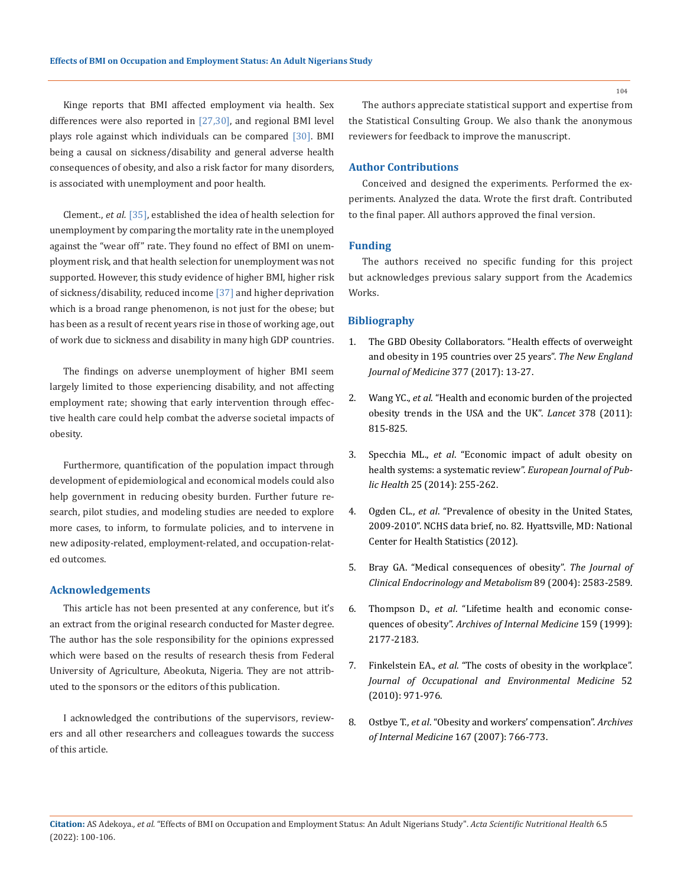Kinge reports that BMI affected employment via health. Sex differences were also reported in [27,30], and regional BMI level plays role against which individuals can be compared [30]. BMI being a causal on sickness/disability and general adverse health consequences of obesity, and also a risk factor for many disorders, is associated with unemployment and poor health.

Clement., *et al.* [35], established the idea of health selection for unemployment by comparing the mortality rate in the unemployed against the "wear off" rate. They found no effect of BMI on unemployment risk, and that health selection for unemployment was not supported. However, this study evidence of higher BMI, higher risk of sickness/disability, reduced income [37] and higher deprivation which is a broad range phenomenon, is not just for the obese; but has been as a result of recent years rise in those of working age, out of work due to sickness and disability in many high GDP countries.

The findings on adverse unemployment of higher BMI seem largely limited to those experiencing disability, and not affecting employment rate; showing that early intervention through effective health care could help combat the adverse societal impacts of obesity.

Furthermore, quantification of the population impact through development of epidemiological and economical models could also help government in reducing obesity burden. Further future research, pilot studies, and modeling studies are needed to explore more cases, to inform, to formulate policies, and to intervene in new adiposity-related, employment-related, and occupation-related outcomes.

## Acknowledgements

This article has not been presented at any conference, but it's an extract from the original research conducted for Master degree. The author has the sole responsibility for the opinions expressed which were based on the results of research thesis from Federal University of Agriculture, Abeokuta, Nigeria. They are not attributed to the sponsors or the editors of this publication.

I acknowledged the contributions of the supervisors, reviewers and all other researchers and colleagues towards the success of this article.

The authors appreciate statistical support and expertise from the Statistical Consulting Group. We also thank the anonymous reviewers for feedback to improve the manuscript.

## Author Contributions

Conceived and designed the experiments. Performed the experiments. Analyzed the data. Wrote the first draft. Contributed to the final paper. All authors approved the final version.

## Funding

The authors received no specific funding for this project but acknowledges previous salary support from the Academics Works.

## Bibliography

1. The GBD Obesity Collaborators. "Health effects of overweight and obesity in 195 countries over 25 years". *The New England Journal of Medicine* 377 (2017): 13-27.
2. Wang YC., *et al*. "Health and economic burden of the projected obesity trends in the USA and the UK". *Lancet* 378 (2011): 815-825.
3. Specchia ML., *et al*. "Economic impact of adult obesity on health systems: a systematic review". *European Journal of Public Health* 25 (2014): 255-262.
4. Ogden CL., *et al*. "Prevalence of obesity in the United States, 2009-2010". NCHS data brief, no. 82. Hyattsville, MD: National Center for Health Statistics (2012).
5. Bray GA. "Medical consequences of obesity". *The Journal of Clinical Endocrinology and Metabolism* 89 (2004): 2583-2589.
6. Thompson D., *et al*. "Lifetime health and economic consequences of obesity". *Archives of Internal Medicine* 159 (1999): 2177-2183.
7. Finkelstein EA., *et al*. "The costs of obesity in the workplace". *Journal of Occupational and Environmental Medicine* 52 (2010): 971-976.
8. Ostbye T., *et al*. "Obesity and workers' compensation". *Archives of Internal Medicine* 167 (2007): 766-773.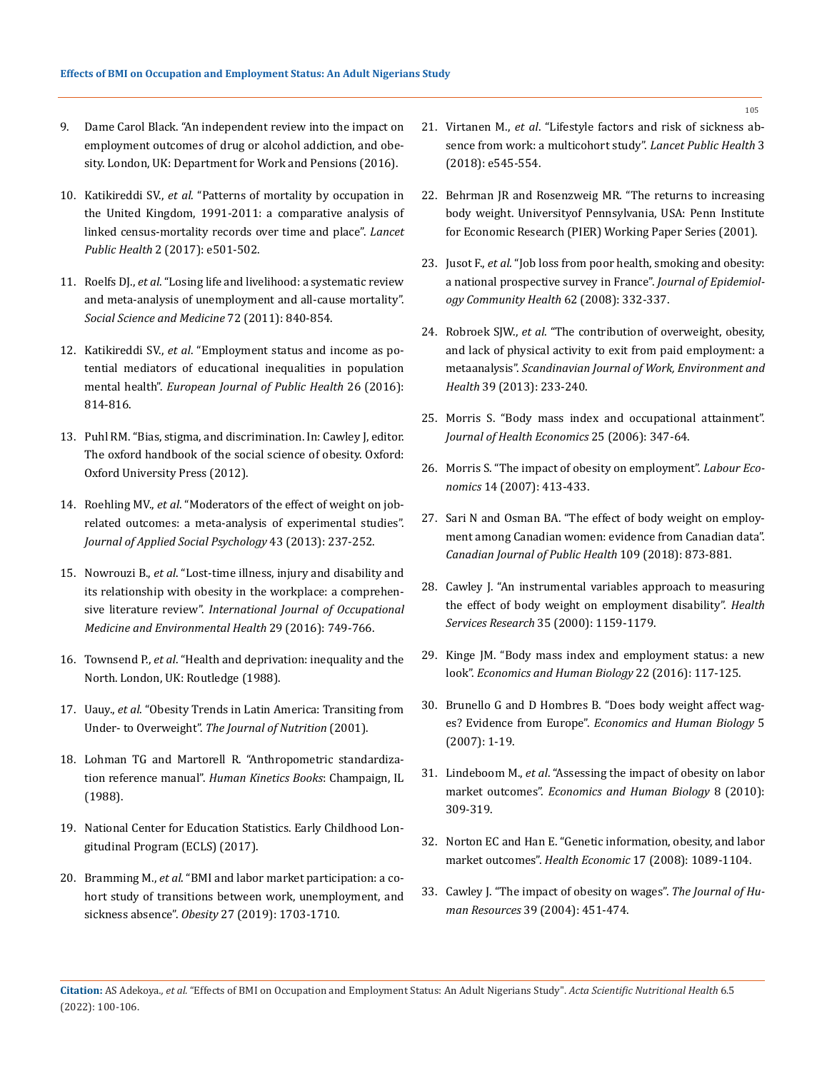9. Dame Carol Black. "An independent review into the impact on employment outcomes of drug or alcohol addiction, and obesity. London, UK: Department for Work and Pensions (2016).

10. Katikireddi SV., *et al*. "Patterns of mortality by occupation in the United Kingdom, 1991-2011: a comparative analysis of linked census-mortality records over time and place". *Lancet Public Health* 2 (2017): e501-502.

11. Roelfs DJ., *et al*. "Losing life and livelihood: a systematic review and meta-analysis of unemployment and all-cause mortality". *Social Science and Medicine* 72 (2011): 840-854.

12. Katikireddi SV., *et al*. "Employment status and income as potential mediators of educational inequalities in population mental health". *European Journal of Public Health* 26 (2016): 814-816.

13. Puhl RM. "Bias, stigma, and discrimination. In: Cawley J, editor. The oxford handbook of the social science of obesity. Oxford: Oxford University Press (2012).

14. Roehling MV., *et al*. "Moderators of the effect of weight on job-related outcomes: a meta-analysis of experimental studies". *Journal of Applied Social Psychology* 43 (2013): 237-252.

15. Nowrouzi B., *et al*. "Lost-time illness, injury and disability and its relationship with obesity in the workplace: a comprehensive literature review". *International Journal of Occupational Medicine and Environmental Health* 29 (2016): 749-766.

16. Townsend P., *et al*. "Health and deprivation: inequality and the North. London, UK: Routledge (1988).

17. Uauy., *et al*. "Obesity Trends in Latin America: Transiting from Under- to Overweight". *The Journal of Nutrition* (2001).

18. Lohman TG and Martorell R. "Anthropometric standardization reference manual". *Human Kinetics Books*: Champaign, IL (1988).

19. National Center for Education Statistics. Early Childhood Longitudinal Program (ECLS) (2017).

20. Bramming M., *et al*. "BMI and labor market participation: a cohort study of transitions between work, unemployment, and sickness absence". *Obesity* 27 (2019): 1703-1710.

21. Virtanen M., *et al*. "Lifestyle factors and risk of sickness absence from work: a multicohort study". *Lancet Public Health* 3 (2018): e545-554.

22. Behrman JR and Rosenzweig MR. "The returns to increasing body weight. Universityof Pennsylvania, USA: Penn Institute for Economic Research (PIER) Working Paper Series (2001).

23. Jusot F., *et al*. "Job loss from poor health, smoking and obesity: a national prospective survey in France". *Journal of Epidemiology Community Health* 62 (2008): 332-337.

24. Robroek SJW., *et al*. "The contribution of overweight, obesity, and lack of physical activity to exit from paid employment: a metaanalysis". *Scandinavian Journal of Work, Environment and Health* 39 (2013): 233-240.

25. Morris S. "Body mass index and occupational attainment". *Journal of Health Economics* 25 (2006): 347-64.

26. Morris S. "The impact of obesity on employment". *Labour Economics* 14 (2007): 413-433.

27. Sari N and Osman BA. "The effect of body weight on employment among Canadian women: evidence from Canadian data". *Canadian Journal of Public Health* 109 (2018): 873-881.

28. Cawley J. "An instrumental variables approach to measuring the effect of body weight on employment disability". *Health Services Research* 35 (2000): 1159-1179.

29. Kinge JM. "Body mass index and employment status: a new look". *Economics and Human Biology* 22 (2016): 117-125.

30. Brunello G and D Hombres B. "Does body weight affect wages? Evidence from Europe". *Economics and Human Biology* 5 (2007): 1-19.

31. Lindeboom M., *et al*. "Assessing the impact of obesity on labor market outcomes". *Economics and Human Biology* 8 (2010): 309-319.

32. Norton EC and Han E. "Genetic information, obesity, and labor market outcomes". *Health Economic* 17 (2008): 1089-1104.

33. Cawley J. "The impact of obesity on wages". *The Journal of Human Resources* 39 (2004): 451-474.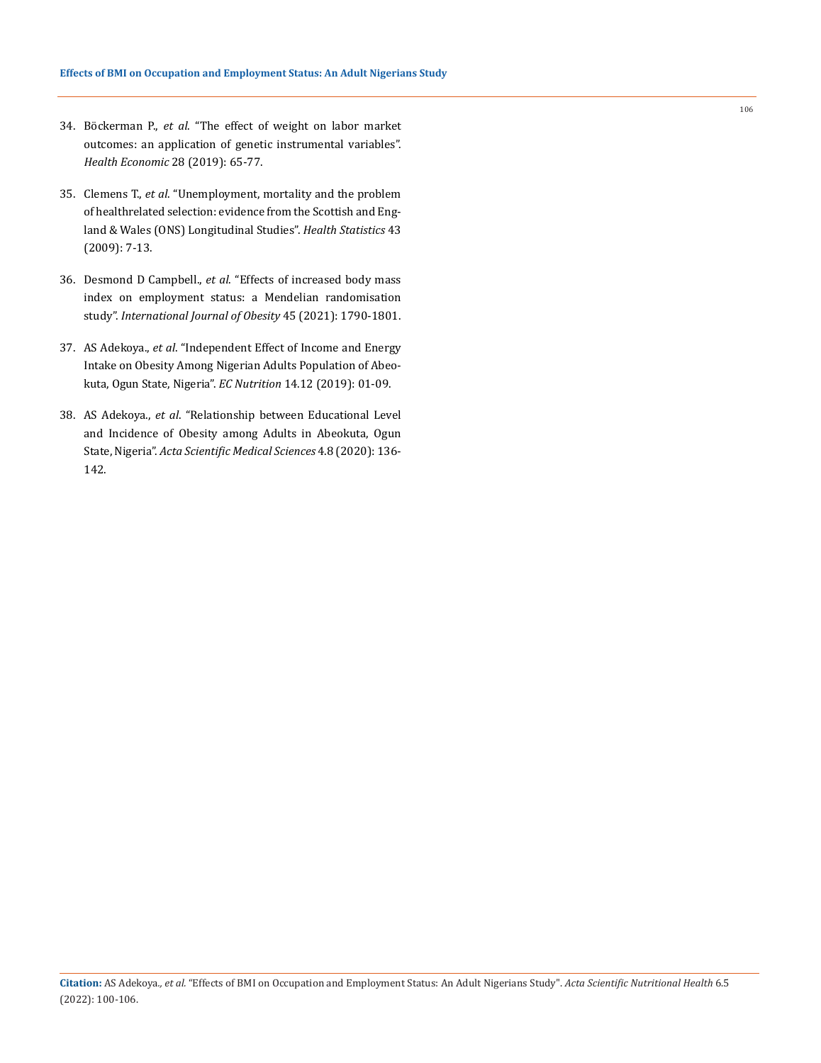34. Böckerman P., *et al*. "The effect of weight on labor market outcomes: an application of genetic instrumental variables". *Health Economic* 28 (2019): 65-77.

35. Clemens T., *et al*. "Unemployment, mortality and the problem of healthrelated selection: evidence from the Scottish and England & Wales (ONS) Longitudinal Studies". *Health Statistics* 43 (2009): 7-13.

36. Desmond D Campbell., *et al*. "Effects of increased body mass index on employment status: a Mendelian randomisation study". *International Journal of Obesity* 45 (2021): 1790-1801.

37. AS Adekoya., *et al*. "Independent Effect of Income and Energy Intake on Obesity Among Nigerian Adults Population of Abeokuta, Ogun State, Nigeria". *EC Nutrition* 14.12 (2019): 01-09.

38. AS Adekoya., *et al*. "Relationship between Educational Level and Incidence of Obesity among Adults in Abeokuta, Ogun State, Nigeria". *Acta Scientific Medical Sciences* 4.8 (2020): 136-142.